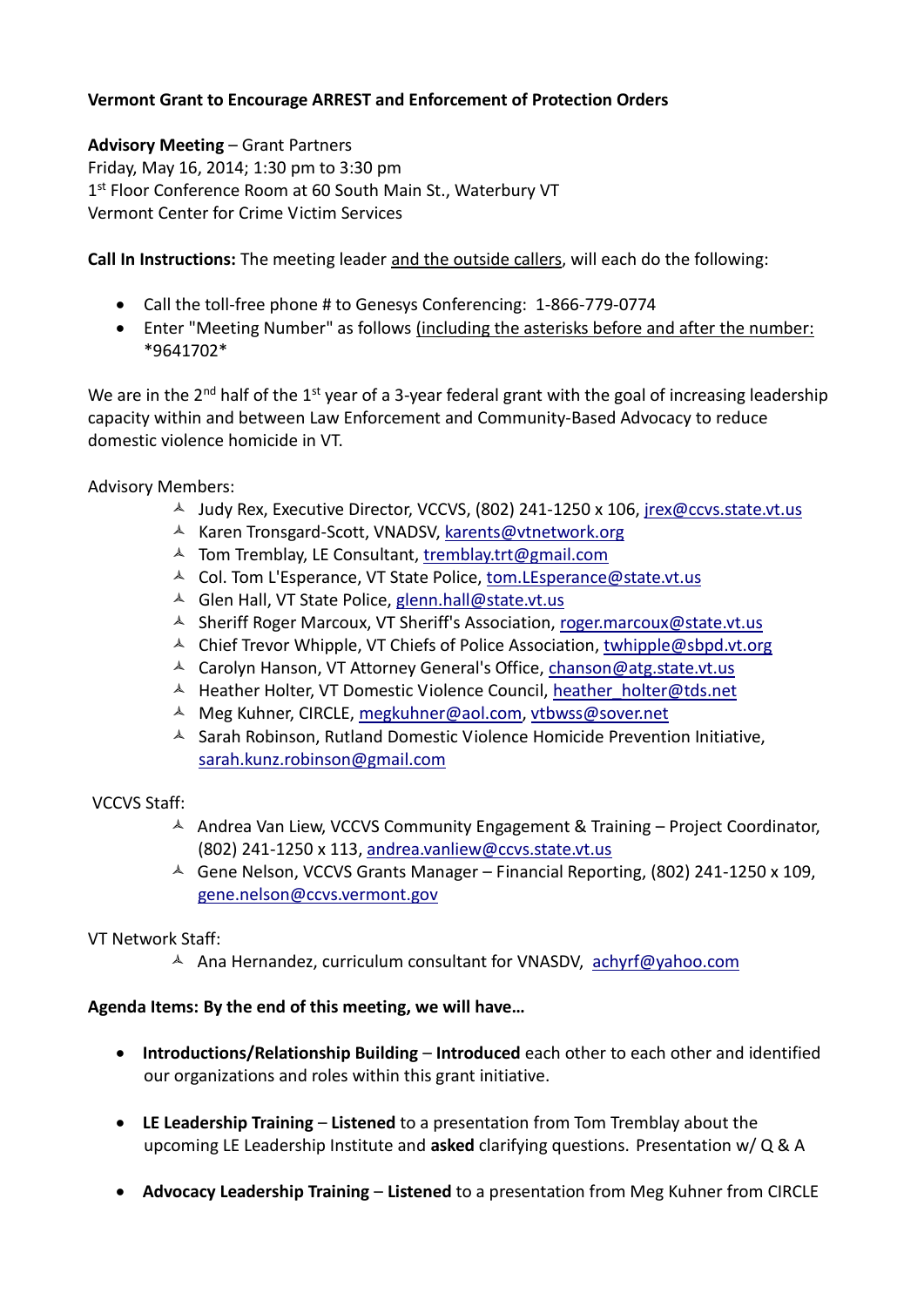**Vermont Grant to Encourage ARREST and Enforcement of Protection Orders**

**Advisory Meeting** – Grant Partners
Friday, May 16, 2014; 1:30 pm to 3:30 pm
1st Floor Conference Room at 60 South Main St., Waterbury VT
Vermont Center for Crime Victim Services

**Call In Instructions:** The meeting leader and the outside callers, will each do the following:

- Call the toll-free phone # to Genesys Conferencing: 1-866-779-0774
- Enter "Meeting Number" as follows (including the asterisks before and after the number: *9641702*

We are in the 2nd half of the 1st year of a 3-year federal grant with the goal of increasing leadership capacity within and between Law Enforcement and Community-Based Advocacy to reduce domestic violence homicide in VT.

Advisory Members:

- Judy Rex, Executive Director, VCCVS, (802) 241-1250 x 106, jrex@ccvs.state.vt.us
- Karen Tronsgard-Scott, VNADSV, karents@vtnetwork.org
- Tom Tremblay, LE Consultant, tremblay.trt@gmail.com
- Col. Tom L'Esperance, VT State Police, tom.LEsperance@state.vt.us
- Glen Hall, VT State Police, glenn.hall@state.vt.us
- Sheriff Roger Marcoux, VT Sheriff's Association, roger.marcoux@state.vt.us
- Chief Trevor Whipple, VT Chiefs of Police Association, twhipple@sbpd.vt.org
- Carolyn Hanson, VT Attorney General's Office, chanson@atg.state.vt.us
- Heather Holter, VT Domestic Violence Council, heather_holter@tds.net
- Meg Kuhner, CIRCLE, megkuhner@aol.com, vtbwss@sover.net
- Sarah Robinson, Rutland Domestic Violence Homicide Prevention Initiative, sarah.kunz.robinson@gmail.com

VCCVS Staff:

- Andrea Van Liew, VCCVS Community Engagement & Training – Project Coordinator, (802) 241-1250 x 113, andrea.vanliew@ccvs.state.vt.us
- Gene Nelson, VCCVS Grants Manager – Financial Reporting, (802) 241-1250 x 109, gene.nelson@ccvs.vermont.gov

VT Network Staff:

- Ana Hernandez, curriculum consultant for VNASDV, achyrf@yahoo.com

**Agenda Items: By the end of this meeting, we will have…**

- **Introductions/Relationship Building** – **Introduced** each other to each other and identified our organizations and roles within this grant initiative.
- **LE Leadership Training** – **Listened** to a presentation from Tom Tremblay about the upcoming LE Leadership Institute and **asked** clarifying questions. Presentation w/ Q & A
- **Advocacy Leadership Training** – **Listened** to a presentation from Meg Kuhner from CIRCLE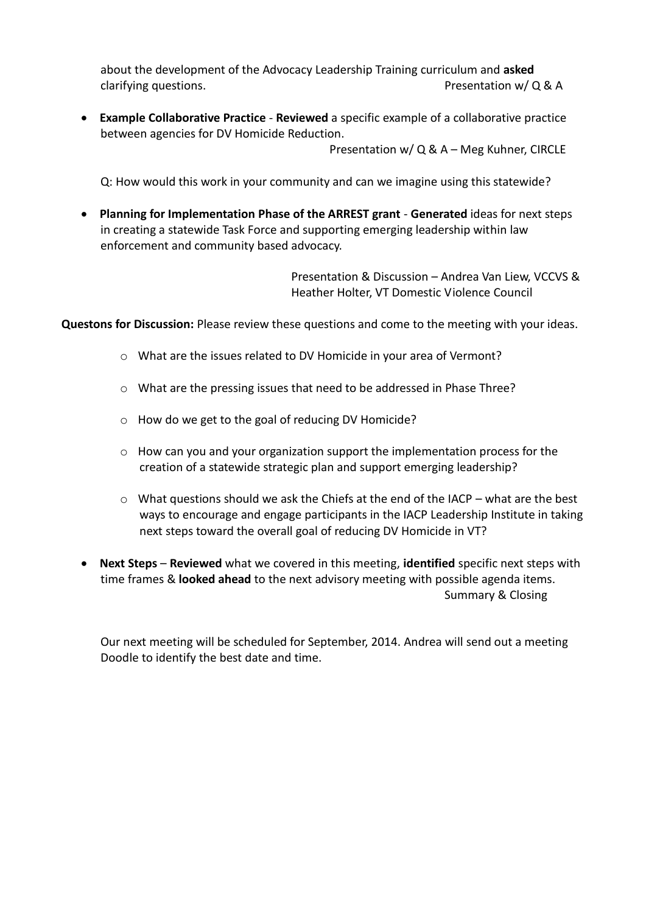about the development of the Advocacy Leadership Training curriculum and **asked** clarifying questions.

Presentation w/ Q & A

- **Example Collaborative Practice** - **Reviewed** a specific example of a collaborative practice between agencies for DV Homicide Reduction.

  Presentation w/ Q & A – Meg Kuhner, CIRCLE

  Q: How would this work in your community and can we imagine using this statewide?

- **Planning for Implementation Phase of the ARREST grant** - **Generated** ideas for next steps in creating a statewide Task Force and supporting emerging leadership within law enforcement and community based advocacy.

  Presentation & Discussion – Andrea Van Liew, VCCVS & Heather Holter, VT Domestic Violence Council

**Questons for Discussion:** Please review these questions and come to the meeting with your ideas.

- What are the issues related to DV Homicide in your area of Vermont?
- What are the pressing issues that need to be addressed in Phase Three?
- How do we get to the goal of reducing DV Homicide?
- How can you and your organization support the implementation process for the creation of a statewide strategic plan and support emerging leadership?
- What questions should we ask the Chiefs at the end of the IACP – what are the best ways to encourage and engage participants in the IACP Leadership Institute in taking next steps toward the overall goal of reducing DV Homicide in VT?

- **Next Steps** – **Reviewed** what we covered in this meeting, **identified** specific next steps with time frames & **looked ahead** to the next advisory meeting with possible agenda items.

  Summary & Closing

Our next meeting will be scheduled for September, 2014. Andrea will send out a meeting Doodle to identify the best date and time.